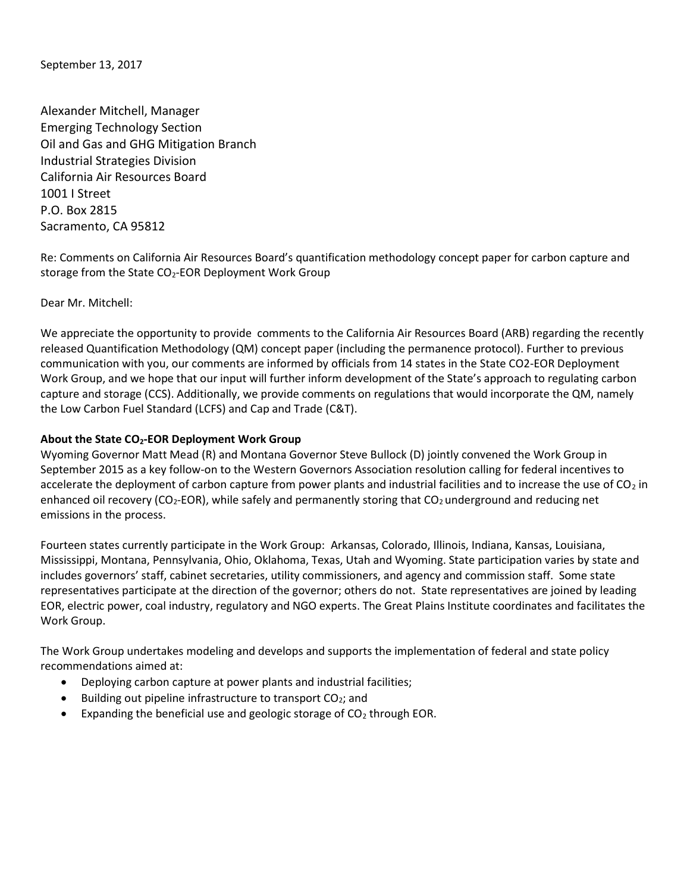September 13, 2017

Alexander Mitchell, Manager
Emerging Technology Section
Oil and Gas and GHG Mitigation Branch
Industrial Strategies Division
California Air Resources Board
1001 I Street
P.O. Box 2815
Sacramento, CA 95812

Re: Comments on California Air Resources Board's quantification methodology concept paper for carbon capture and storage from the State $CO_2$-EOR Deployment Work Group

Dear Mr. Mitchell:

We appreciate the opportunity to provide comments to the California Air Resources Board (ARB) regarding the recently released Quantification Methodology (QM) concept paper (including the permanence protocol). Further to previous communication with you, our comments are informed by officials from 14 states in the State CO2-EOR Deployment Work Group, and we hope that our input will further inform development of the State's approach to regulating carbon capture and storage (CCS). Additionally, we provide comments on regulations that would incorporate the QM, namely the Low Carbon Fuel Standard (LCFS) and Cap and Trade (C&T).

**About the State $CO_2$-EOR Deployment Work Group**

Wyoming Governor Matt Mead (R) and Montana Governor Steve Bullock (D) jointly convened the Work Group in September 2015 as a key follow-on to the Western Governors Association resolution calling for federal incentives to accelerate the deployment of carbon capture from power plants and industrial facilities and to increase the use of $CO_2$ in enhanced oil recovery ($CO_2$-EOR), while safely and permanently storing that $CO_2$ underground and reducing net emissions in the process.

Fourteen states currently participate in the Work Group: Arkansas, Colorado, Illinois, Indiana, Kansas, Louisiana, Mississippi, Montana, Pennsylvania, Ohio, Oklahoma, Texas, Utah and Wyoming. State participation varies by state and includes governors' staff, cabinet secretaries, utility commissioners, and agency and commission staff. Some state representatives participate at the direction of the governor; others do not. State representatives are joined by leading EOR, electric power, coal industry, regulatory and NGO experts. The Great Plains Institute coordinates and facilitates the Work Group.

The Work Group undertakes modeling and develops and supports the implementation of federal and state policy recommendations aimed at:

- Deploying carbon capture at power plants and industrial facilities;
- Building out pipeline infrastructure to transport $CO_2$; and
- Expanding the beneficial use and geologic storage of $CO_2$ through EOR.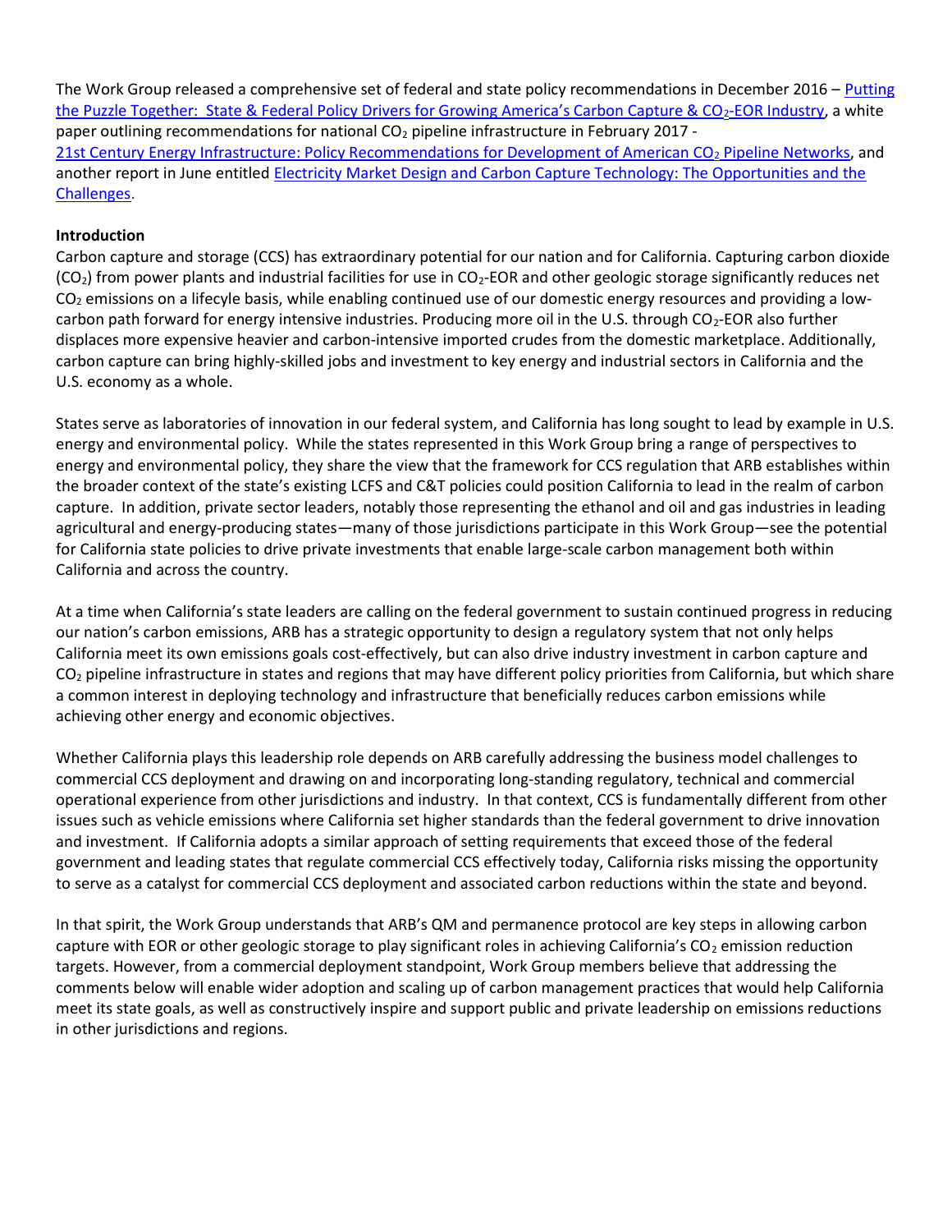The Work Group released a comprehensive set of federal and state policy recommendations in December 2016 – [Putting the Puzzle Together: State & Federal Policy Drivers for Growing America's Carbon Capture & $CO_2$-EOR Industry](), a white paper outlining recommendations for national $CO_2$ pipeline infrastructure in February 2017 - [21st Century Energy Infrastructure: Policy Recommendations for Development of American $CO_2$ Pipeline Networks](), and another report in June entitled [Electricity Market Design and Carbon Capture Technology: The Opportunities and the Challenges]().

**Introduction**

Carbon capture and storage (CCS) has extraordinary potential for our nation and for California. Capturing carbon dioxide ($CO_2$) from power plants and industrial facilities for use in $CO_2$-EOR and other geologic storage significantly reduces net $CO_2$ emissions on a lifecyle basis, while enabling continued use of our domestic energy resources and providing a low-carbon path forward for energy intensive industries. Producing more oil in the U.S. through $CO_2$-EOR also further displaces more expensive heavier and carbon-intensive imported crudes from the domestic marketplace. Additionally, carbon capture can bring highly-skilled jobs and investment to key energy and industrial sectors in California and the U.S. economy as a whole.

States serve as laboratories of innovation in our federal system, and California has long sought to lead by example in U.S. energy and environmental policy. While the states represented in this Work Group bring a range of perspectives to energy and environmental policy, they share the view that the framework for CCS regulation that ARB establishes within the broader context of the state's existing LCFS and C&T policies could position California to lead in the realm of carbon capture. In addition, private sector leaders, notably those representing the ethanol and oil and gas industries in leading agricultural and energy-producing states—many of those jurisdictions participate in this Work Group—see the potential for California state policies to drive private investments that enable large-scale carbon management both within California and across the country.

At a time when California's state leaders are calling on the federal government to sustain continued progress in reducing our nation's carbon emissions, ARB has a strategic opportunity to design a regulatory system that not only helps California meet its own emissions goals cost-effectively, but can also drive industry investment in carbon capture and $CO_2$ pipeline infrastructure in states and regions that may have different policy priorities from California, but which share a common interest in deploying technology and infrastructure that beneficially reduces carbon emissions while achieving other energy and economic objectives.

Whether California plays this leadership role depends on ARB carefully addressing the business model challenges to commercial CCS deployment and drawing on and incorporating long-standing regulatory, technical and commercial operational experience from other jurisdictions and industry. In that context, CCS is fundamentally different from other issues such as vehicle emissions where California set higher standards than the federal government to drive innovation and investment. If California adopts a similar approach of setting requirements that exceed those of the federal government and leading states that regulate commercial CCS effectively today, California risks missing the opportunity to serve as a catalyst for commercial CCS deployment and associated carbon reductions within the state and beyond.

In that spirit, the Work Group understands that ARB's QM and permanence protocol are key steps in allowing carbon capture with EOR or other geologic storage to play significant roles in achieving California's $CO_2$ emission reduction targets. However, from a commercial deployment standpoint, Work Group members believe that addressing the comments below will enable wider adoption and scaling up of carbon management practices that would help California meet its state goals, as well as constructively inspire and support public and private leadership on emissions reductions in other jurisdictions and regions.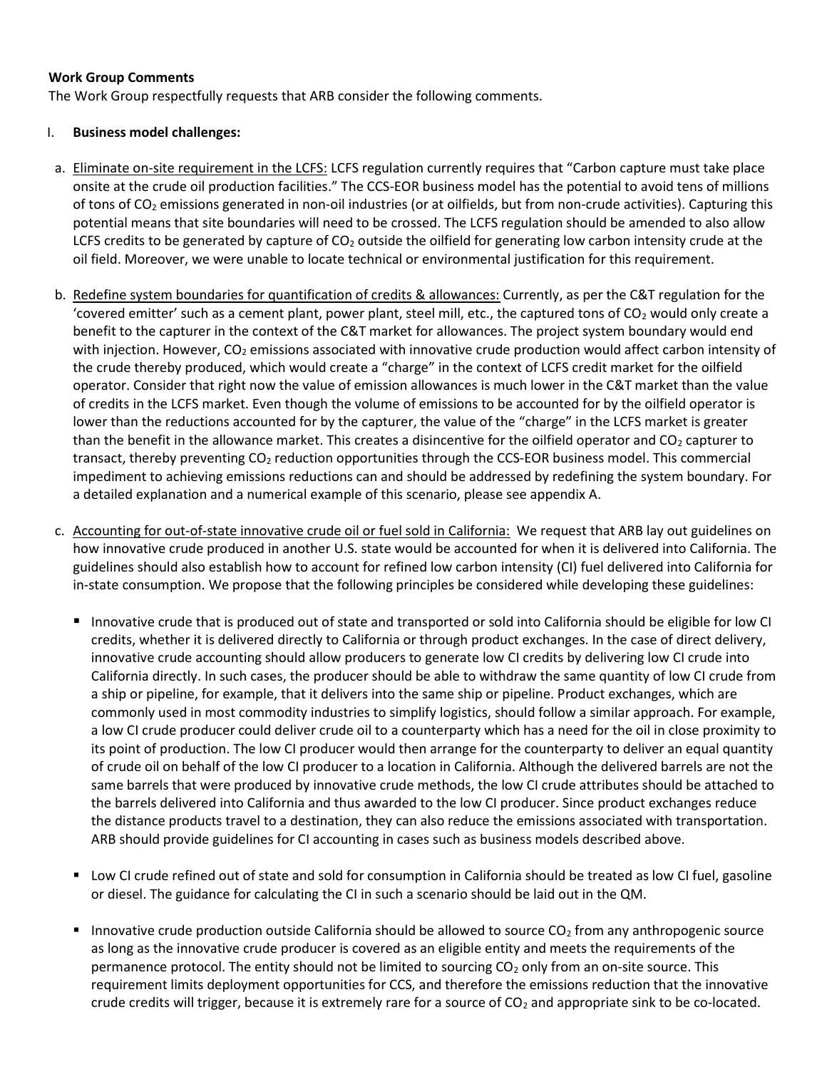**Work Group Comments**

The Work Group respectfully requests that ARB consider the following comments.

I. **Business model challenges:**

a. Eliminate on-site requirement in the LCFS: LCFS regulation currently requires that "Carbon capture must take place onsite at the crude oil production facilities." The CCS-EOR business model has the potential to avoid tens of millions of tons of $CO_2$ emissions generated in non-oil industries (or at oilfields, but from non-crude activities). Capturing this potential means that site boundaries will need to be crossed. The LCFS regulation should be amended to also allow LCFS credits to be generated by capture of $CO_2$ outside the oilfield for generating low carbon intensity crude at the oil field. Moreover, we were unable to locate technical or environmental justification for this requirement.

b. Redefine system boundaries for quantification of credits & allowances: Currently, as per the C&T regulation for the 'covered emitter' such as a cement plant, power plant, steel mill, etc., the captured tons of $CO_2$ would only create a benefit to the capturer in the context of the C&T market for allowances. The project system boundary would end with injection. However, $CO_2$ emissions associated with innovative crude production would affect carbon intensity of the crude thereby produced, which would create a "charge" in the context of LCFS credit market for the oilfield operator. Consider that right now the value of emission allowances is much lower in the C&T market than the value of credits in the LCFS market. Even though the volume of emissions to be accounted for by the oilfield operator is lower than the reductions accounted for by the capturer, the value of the "charge" in the LCFS market is greater than the benefit in the allowance market. This creates a disincentive for the oilfield operator and $CO_2$ capturer to transact, thereby preventing $CO_2$ reduction opportunities through the CCS-EOR business model. This commercial impediment to achieving emissions reductions can and should be addressed by redefining the system boundary. For a detailed explanation and a numerical example of this scenario, please see appendix A.

c. Accounting for out-of-state innovative crude oil or fuel sold in California: We request that ARB lay out guidelines on how innovative crude produced in another U.S. state would be accounted for when it is delivered into California. The guidelines should also establish how to account for refined low carbon intensity (CI) fuel delivered into California for in-state consumption. We propose that the following principles be considered while developing these guidelines:

- Innovative crude that is produced out of state and transported or sold into California should be eligible for low CI credits, whether it is delivered directly to California or through product exchanges. In the case of direct delivery, innovative crude accounting should allow producers to generate low CI credits by delivering low CI crude into California directly. In such cases, the producer should be able to withdraw the same quantity of low CI crude from a ship or pipeline, for example, that it delivers into the same ship or pipeline. Product exchanges, which are commonly used in most commodity industries to simplify logistics, should follow a similar approach. For example, a low CI crude producer could deliver crude oil to a counterparty which has a need for the oil in close proximity to its point of production. The low CI producer would then arrange for the counterparty to deliver an equal quantity of crude oil on behalf of the low CI producer to a location in California. Although the delivered barrels are not the same barrels that were produced by innovative crude methods, the low CI crude attributes should be attached to the barrels delivered into California and thus awarded to the low CI producer. Since product exchanges reduce the distance products travel to a destination, they can also reduce the emissions associated with transportation. ARB should provide guidelines for CI accounting in cases such as business models described above.

- Low CI crude refined out of state and sold for consumption in California should be treated as low CI fuel, gasoline or diesel. The guidance for calculating the CI in such a scenario should be laid out in the QM.

- Innovative crude production outside California should be allowed to source $CO_2$ from any anthropogenic source as long as the innovative crude producer is covered as an eligible entity and meets the requirements of the permanence protocol. The entity should not be limited to sourcing $CO_2$ only from an on-site source. This requirement limits deployment opportunities for CCS, and therefore the emissions reduction that the innovative crude credits will trigger, because it is extremely rare for a source of $CO_2$ and appropriate sink to be co-located.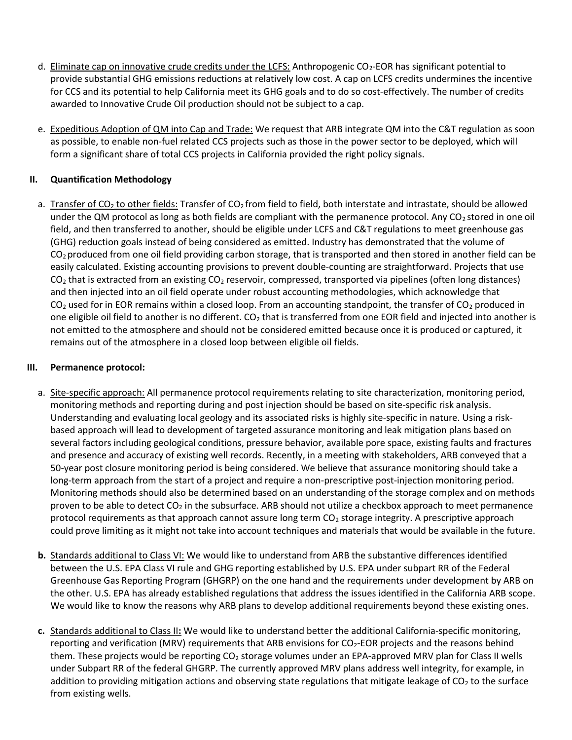d. Eliminate cap on innovative crude credits under the LCFS: Anthropogenic $CO_2$-EOR has significant potential to provide substantial GHG emissions reductions at relatively low cost. A cap on LCFS credits undermines the incentive for CCS and its potential to help California meet its GHG goals and to do so cost-effectively. The number of credits awarded to Innovative Crude Oil production should not be subject to a cap.

e. Expeditious Adoption of QM into Cap and Trade: We request that ARB integrate QM into the C&T regulation as soon as possible, to enable non-fuel related CCS projects such as those in the power sector to be deployed, which will form a significant share of total CCS projects in California provided the right policy signals.

## II. Quantification Methodology

a. Transfer of $CO_2$ to other fields: Transfer of $CO_2$ from field to field, both interstate and intrastate, should be allowed under the QM protocol as long as both fields are compliant with the permanence protocol. Any $CO_2$ stored in one oil field, and then transferred to another, should be eligible under LCFS and C&T regulations to meet greenhouse gas (GHG) reduction goals instead of being considered as emitted. Industry has demonstrated that the volume of $CO_2$ produced from one oil field providing carbon storage, that is transported and then stored in another field can be easily calculated. Existing accounting provisions to prevent double-counting are straightforward. Projects that use $CO_2$ that is extracted from an existing $CO_2$ reservoir, compressed, transported via pipelines (often long distances) and then injected into an oil field operate under robust accounting methodologies, which acknowledge that $CO_2$ used for in EOR remains within a closed loop. From an accounting standpoint, the transfer of $CO_2$ produced in one eligible oil field to another is no different. $CO_2$ that is transferred from one EOR field and injected into another is not emitted to the atmosphere and should not be considered emitted because once it is produced or captured, it remains out of the atmosphere in a closed loop between eligible oil fields.

## III. Permanence protocol:

a. Site-specific approach: All permanence protocol requirements relating to site characterization, monitoring period, monitoring methods and reporting during and post injection should be based on site-specific risk analysis. Understanding and evaluating local geology and its associated risks is highly site-specific in nature. Using a risk-based approach will lead to development of targeted assurance monitoring and leak mitigation plans based on several factors including geological conditions, pressure behavior, available pore space, existing faults and fractures and presence and accuracy of existing well records. Recently, in a meeting with stakeholders, ARB conveyed that a 50-year post closure monitoring period is being considered. We believe that assurance monitoring should take a long-term approach from the start of a project and require a non-prescriptive post-injection monitoring period. Monitoring methods should also be determined based on an understanding of the storage complex and on methods proven to be able to detect $CO_2$ in the subsurface. ARB should not utilize a checkbox approach to meet permanence protocol requirements as that approach cannot assure long term $CO_2$ storage integrity. A prescriptive approach could prove limiting as it might not take into account techniques and materials that would be available in the future.

**b.** Standards additional to Class VI: We would like to understand from ARB the substantive differences identified between the U.S. EPA Class VI rule and GHG reporting established by U.S. EPA under subpart RR of the Federal Greenhouse Gas Reporting Program (GHGRP) on the one hand and the requirements under development by ARB on the other. U.S. EPA has already established regulations that address the issues identified in the California ARB scope. We would like to know the reasons why ARB plans to develop additional requirements beyond these existing ones.

**c.** Standards additional to Class II**:** We would like to understand better the additional California-specific monitoring, reporting and verification (MRV) requirements that ARB envisions for $CO_2$-EOR projects and the reasons behind them. These projects would be reporting $CO_2$ storage volumes under an EPA-approved MRV plan for Class II wells under Subpart RR of the federal GHGRP. The currently approved MRV plans address well integrity, for example, in addition to providing mitigation actions and observing state regulations that mitigate leakage of $CO_2$ to the surface from existing wells.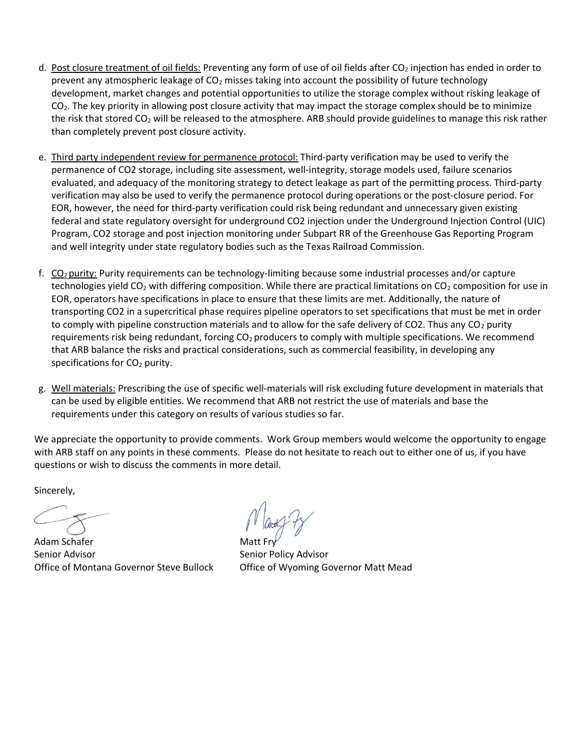d. Post closure treatment of oil fields: Preventing any form of use of oil fields after $CO_2$ injection has ended in order to prevent any atmospheric leakage of $CO_2$ misses taking into account the possibility of future technology development, market changes and potential opportunities to utilize the storage complex without risking leakage of $CO_2$. The key priority in allowing post closure activity that may impact the storage complex should be to minimize the risk that stored $CO_2$ will be released to the atmosphere. ARB should provide guidelines to manage this risk rather than completely prevent post closure activity.

e. Third party independent review for permanence protocol: Third-party verification may be used to verify the permanence of CO2 storage, including site assessment, well-integrity, storage models used, failure scenarios evaluated, and adequacy of the monitoring strategy to detect leakage as part of the permitting process. Third-party verification may also be used to verify the permanence protocol during operations or the post-closure period. For EOR, however, the need for third-party verification could risk being redundant and unnecessary given existing federal and state regulatory oversight for underground CO2 injection under the Underground Injection Control (UIC) Program, CO2 storage and post injection monitoring under Subpart RR of the Greenhouse Gas Reporting Program and well integrity under state regulatory bodies such as the Texas Railroad Commission.

f. $CO_2$ purity: Purity requirements can be technology-limiting because some industrial processes and/or capture technologies yield $CO_2$ with differing composition. While there are practical limitations on $CO_2$ composition for use in EOR, operators have specifications in place to ensure that these limits are met. Additionally, the nature of transporting CO2 in a supercritical phase requires pipeline operators to set specifications that must be met in order to comply with pipeline construction materials and to allow for the safe delivery of CO2. Thus any $CO_2$ purity requirements risk being redundant, forcing $CO_2$ producers to comply with multiple specifications. We recommend that ARB balance the risks and practical considerations, such as commercial feasibility, in developing any specifications for $CO_2$ purity.

g. Well materials: Prescribing the use of specific well-materials will risk excluding future development in materials that can be used by eligible entities. We recommend that ARB not restrict the use of materials and base the requirements under this category on results of various studies so far.

We appreciate the opportunity to provide comments. Work Group members would welcome the opportunity to engage with ARB staff on any points in these comments. Please do not hesitate to reach out to either one of us, if you have questions or wish to discuss the comments in more detail.

Sincerely,

Adam Schafer
Senior Advisor
Office of Montana Governor Steve Bullock

Matt Fry
Senior Policy Advisor
Office of Wyoming Governor Matt Mead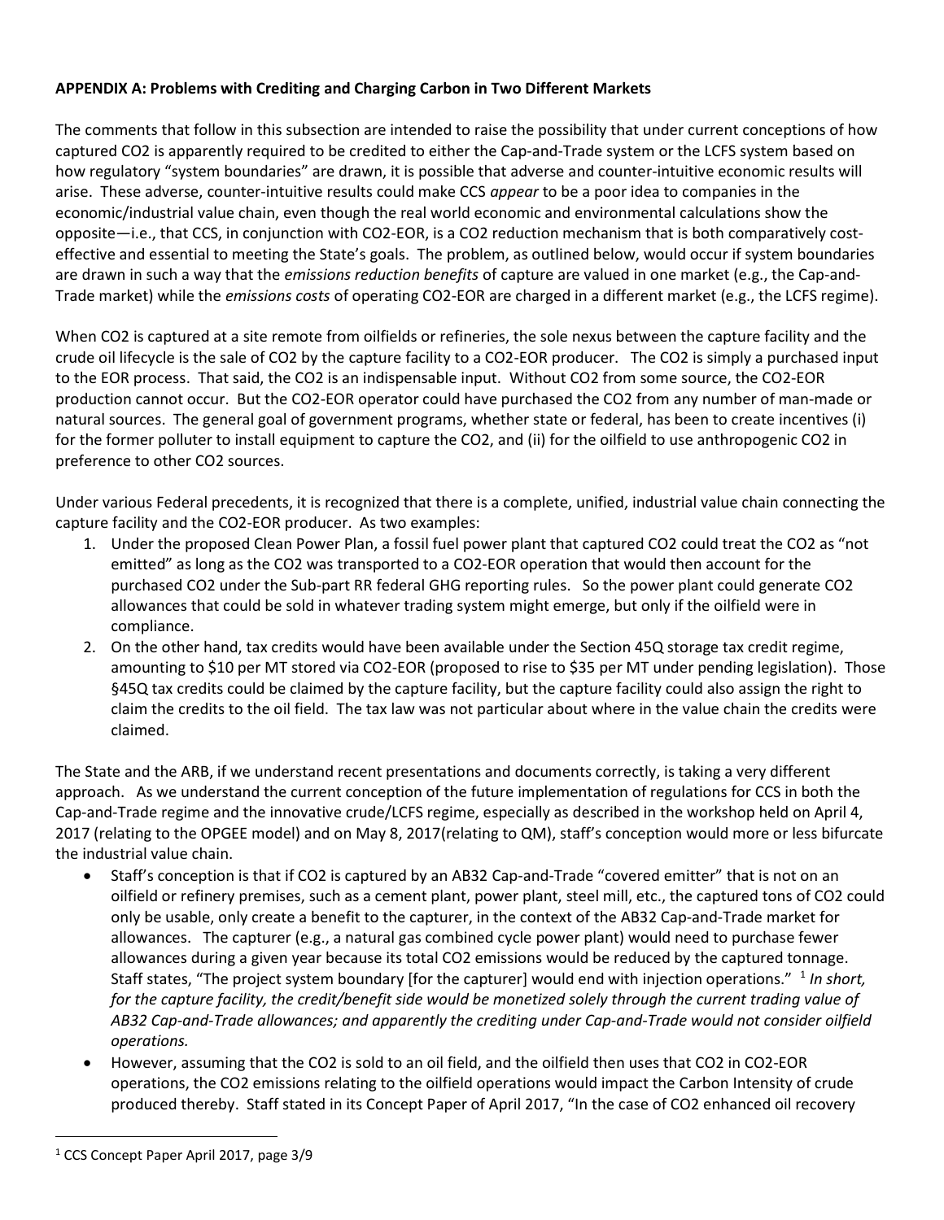**APPENDIX A: Problems with Crediting and Charging Carbon in Two Different Markets**

The comments that follow in this subsection are intended to raise the possibility that under current conceptions of how captured $CO_2$ is apparently required to be credited to either the Cap-and-Trade system or the LCFS system based on how regulatory "system boundaries" are drawn, it is possible that adverse and counter-intuitive economic results will arise. These adverse, counter-intuitive results could make CCS *appear* to be a poor idea to companies in the economic/industrial value chain, even though the real world economic and environmental calculations show the opposite—i.e., that CCS, in conjunction with $CO_2$-EOR, is a $CO_2$ reduction mechanism that is both comparatively cost-effective and essential to meeting the State's goals. The problem, as outlined below, would occur if system boundaries are drawn in such a way that the *emissions reduction benefits* of capture are valued in one market (e.g., the Cap-and-Trade market) while the *emissions costs* of operating $CO_2$-EOR are charged in a different market (e.g., the LCFS regime).

When $CO_2$ is captured at a site remote from oilfields or refineries, the sole nexus between the capture facility and the crude oil lifecycle is the sale of $CO_2$ by the capture facility to a $CO_2$-EOR producer. The $CO_2$ is simply a purchased input to the EOR process. That said, the $CO_2$ is an indispensable input. Without $CO_2$ from some source, the $CO_2$-EOR production cannot occur. But the $CO_2$-EOR operator could have purchased the $CO_2$ from any number of man-made or natural sources. The general goal of government programs, whether state or federal, has been to create incentives (i) for the former polluter to install equipment to capture the $CO_2$, and (ii) for the oilfield to use anthropogenic $CO_2$ in preference to other $CO_2$ sources.

Under various Federal precedents, it is recognized that there is a complete, unified, industrial value chain connecting the capture facility and the $CO_2$-EOR producer. As two examples:

1. Under the proposed Clean Power Plan, a fossil fuel power plant that captured $CO_2$ could treat the $CO_2$ as "not emitted" as long as the $CO_2$ was transported to a $CO_2$-EOR operation that would then account for the purchased $CO_2$ under the Sub-part RR federal GHG reporting rules. So the power plant could generate $CO_2$ allowances that could be sold in whatever trading system might emerge, but only if the oilfield were in compliance.
2. On the other hand, tax credits would have been available under the Section 45Q storage tax credit regime, amounting to $10 per MT stored via $CO_2$-EOR (proposed to rise to $35 per MT under pending legislation). Those §45Q tax credits could be claimed by the capture facility, but the capture facility could also assign the right to claim the credits to the oil field. The tax law was not particular about where in the value chain the credits were claimed.

The State and the ARB, if we understand recent presentations and documents correctly, is taking a very different approach. As we understand the current conception of the future implementation of regulations for CCS in both the Cap-and-Trade regime and the innovative crude/LCFS regime, especially as described in the workshop held on April 4, 2017 (relating to the OPGEE model) and on May 8, 2017(relating to QM), staff's conception would more or less bifurcate the industrial value chain.

- Staff's conception is that if $CO_2$ is captured by an AB32 Cap-and-Trade "covered emitter" that is not on an oilfield or refinery premises, such as a cement plant, power plant, steel mill, etc., the captured tons of $CO_2$ could only be usable, only create a benefit to the capturer, in the context of the AB32 Cap-and-Trade market for allowances. The capturer (e.g., a natural gas combined cycle power plant) would need to purchase fewer allowances during a given year because its total $CO_2$ emissions would be reduced by the captured tonnage. Staff states, "The project system boundary [for the capturer] would end with injection operations." [1] *In short, for the capture facility, the credit/benefit side would be monetized solely through the current trading value of AB32 Cap-and-Trade allowances; and apparently the crediting under Cap-and-Trade would not consider oilfield operations.*
- However, assuming that the $CO_2$ is sold to an oil field, and the oilfield then uses that $CO_2$ in $CO_2$-EOR operations, the $CO_2$ emissions relating to the oilfield operations would impact the Carbon Intensity of crude produced thereby. Staff stated in its Concept Paper of April 2017, "In the case of $CO_2$ enhanced oil recovery

[1] CCS Concept Paper April 2017, page 3/9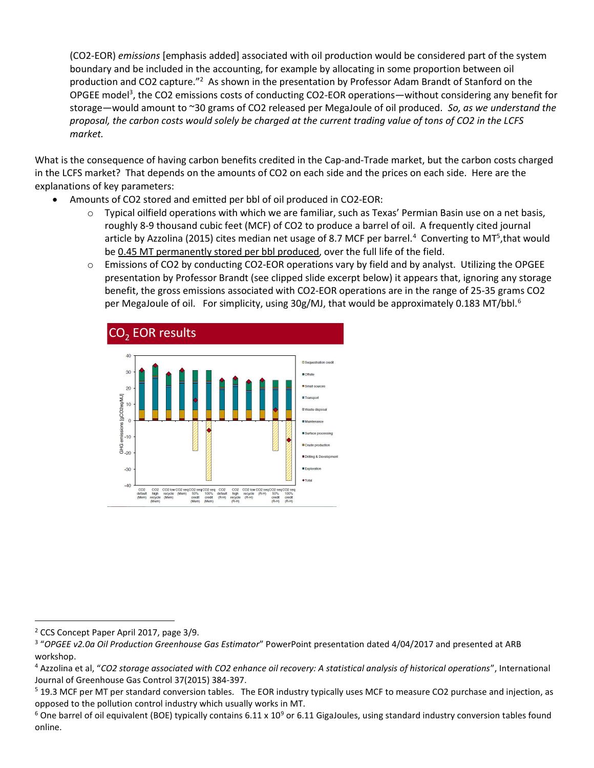(CO2-EOR) *emissions* [emphasis added] associated with oil production would be considered part of the system boundary and be included in the accounting, for example by allocating in some proportion between oil production and CO2 capture."[2] As shown in the presentation by Professor Adam Brandt of Stanford on the OPGEE model[3], the CO2 emissions costs of conducting CO2-EOR operations—without considering any benefit for storage—would amount to ~30 grams of CO2 released per MegaJoule of oil produced. *So, as we understand the proposal, the carbon costs would solely be charged at the current trading value of tons of CO2 in the LCFS market.*

What is the consequence of having carbon benefits credited in the Cap-and-Trade market, but the carbon costs charged in the LCFS market? That depends on the amounts of CO2 on each side and the prices on each side. Here are the explanations of key parameters:

- Amounts of CO2 stored and emitted per bbl of oil produced in CO2-EOR:
  - Typical oilfield operations with which we are familiar, such as Texas' Permian Basin use on a net basis, roughly 8-9 thousand cubic feet (MCF) of CO2 to produce a barrel of oil. A frequently cited journal article by Azzolina (2015) cites median net usage of 8.7 MCF per barrel.[4] Converting to MT[5],that would be 0.45 MT permanently stored per bbl produced, over the full life of the field.
  - Emissions of CO2 by conducting CO2-EOR operations vary by field and by analyst. Utilizing the OPGEE presentation by Professor Brandt (see clipped slide excerpt below) it appears that, ignoring any storage benefit, the gross emissions associated with CO2-EOR operations are in the range of 25-35 grams CO2 per MegaJoule of oil. For simplicity, using 30g/MJ, that would be approximately 0.183 MT/bbl.[6]

**$CO_2$ EOR results**

---

[2] CCS Concept Paper April 2017, page 3/9.

[3] "*OPGEE v2.0a Oil Production Greenhouse Gas Estimator*" PowerPoint presentation dated 4/04/2017 and presented at ARB workshop.

[4] Azzolina et al, "*CO2 storage associated with CO2 enhance oil recovery: A statistical analysis of historical operations*", International Journal of Greenhouse Gas Control 37(2015) 384-397.

[5] 19.3 MCF per MT per standard conversion tables. The EOR industry typically uses MCF to measure CO2 purchase and injection, as opposed to the pollution control industry which usually works in MT.

[6] One barrel of oil equivalent (BOE) typically contains $6.11 \times 10^9$ or 6.11 GigaJoules, using standard industry conversion tables found online.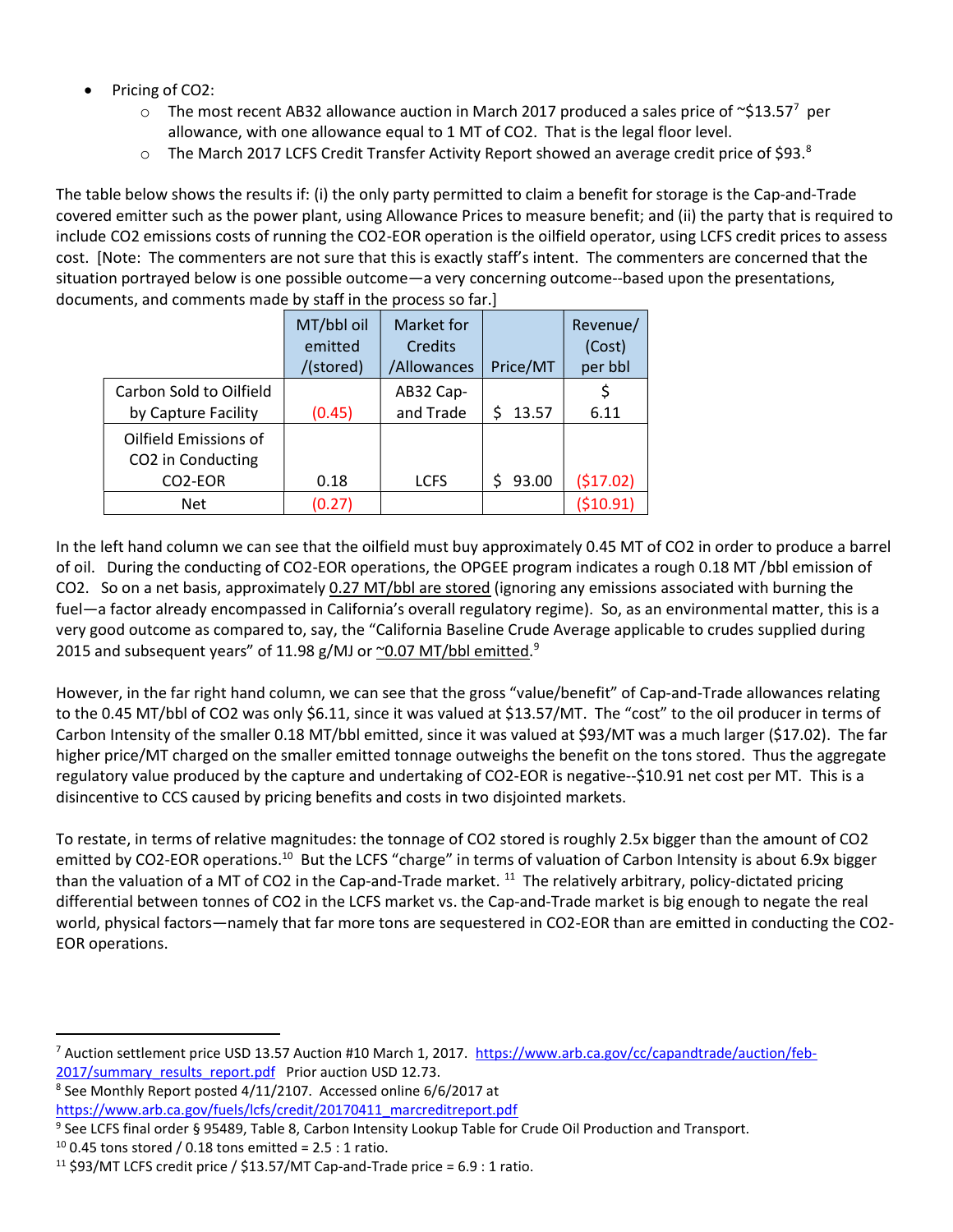- Pricing of $CO_2$:
  - The most recent AB32 allowance auction in March 2017 produced a sales price of ~$13.57[7] per allowance, with one allowance equal to 1 MT of $CO_2$. That is the legal floor level.
  - The March 2017 LCFS Credit Transfer Activity Report showed an average credit price of $93.[8]

The table below shows the results if: (i) the only party permitted to claim a benefit for storage is the Cap-and-Trade covered emitter such as the power plant, using Allowance Prices to measure benefit; and (ii) the party that is required to include $CO_2$ emissions costs of running the $CO_2$-EOR operation is the oilfield operator, using LCFS credit prices to assess cost. [Note: The commenters are not sure that this is exactly staff's intent. The commenters are concerned that the situation portrayed below is one possible outcome—a very concerning outcome--based upon the presentations, documents, and comments made by staff in the process so far.]

| | MT/bbl oil emitted /(stored) | Market for Credits /Allowances | Price/MT | Revenue/ (Cost) per bbl |
|---|---|---|---|---|
| Carbon Sold to Oilfield by Capture Facility | (0.45) | AB32 Cap-and Trade | $ 13.57 | $ 6.11 |
| Oilfield Emissions of CO2 in Conducting CO2-EOR | 0.18 | LCFS | $ 93.00 | ($17.02) |
| Net | (0.27) | | | ($10.91) |

In the left hand column we can see that the oilfield must buy approximately 0.45 MT of $CO_2$ in order to produce a barrel of oil. During the conducting of $CO_2$-EOR operations, the OPGEE program indicates a rough 0.18 MT /bbl emission of $CO_2$. So on a net basis, approximately 0.27 MT/bbl are stored (ignoring any emissions associated with burning the fuel—a factor already encompassed in California's overall regulatory regime). So, as an environmental matter, this is a very good outcome as compared to, say, the "California Baseline Crude Average applicable to crudes supplied during 2015 and subsequent years" of 11.98 g/MJ or ~0.07 MT/bbl emitted.[9]

However, in the far right hand column, we can see that the gross "value/benefit" of Cap-and-Trade allowances relating to the 0.45 MT/bbl of $CO_2$ was only $6.11, since it was valued at $13.57/MT. The "cost" to the oil producer in terms of Carbon Intensity of the smaller 0.18 MT/bbl emitted, since it was valued at $93/MT was a much larger ($17.02). The far higher price/MT charged on the smaller emitted tonnage outweighs the benefit on the tons stored. Thus the aggregate regulatory value produced by the capture and undertaking of $CO_2$-EOR is negative--$10.91 net cost per MT. This is a disincentive to CCS caused by pricing benefits and costs in two disjointed markets.

To restate, in terms of relative magnitudes: the tonnage of $CO_2$ stored is roughly 2.5x bigger than the amount of $CO_2$ emitted by $CO_2$-EOR operations.[10] But the LCFS "charge" in terms of valuation of Carbon Intensity is about 6.9x bigger than the valuation of a MT of $CO_2$ in the Cap-and-Trade market.[11] The relatively arbitrary, policy-dictated pricing differential between tonnes of $CO_2$ in the LCFS market vs. the Cap-and-Trade market is big enough to negate the real world, physical factors—namely that far more tons are sequestered in $CO_2$-EOR than are emitted in conducting the $CO_2$-EOR operations.

---

[7] Auction settlement price USD 13.57 Auction #10 March 1, 2017. https://www.arb.ca.gov/cc/capandtrade/auction/feb-2017/summary_results_report.pdf Prior auction USD 12.73.

[8] See Monthly Report posted 4/11/2107. Accessed online 6/6/2017 at https://www.arb.ca.gov/fuels/lcfs/credit/20170411_marcreditreport.pdf

[9] See LCFS final order § 95489, Table 8, Carbon Intensity Lookup Table for Crude Oil Production and Transport.

[10] 0.45 tons stored / 0.18 tons emitted = 2.5 : 1 ratio.

[11] $93/MT LCFS credit price / $13.57/MT Cap-and-Trade price = 6.9 : 1 ratio.